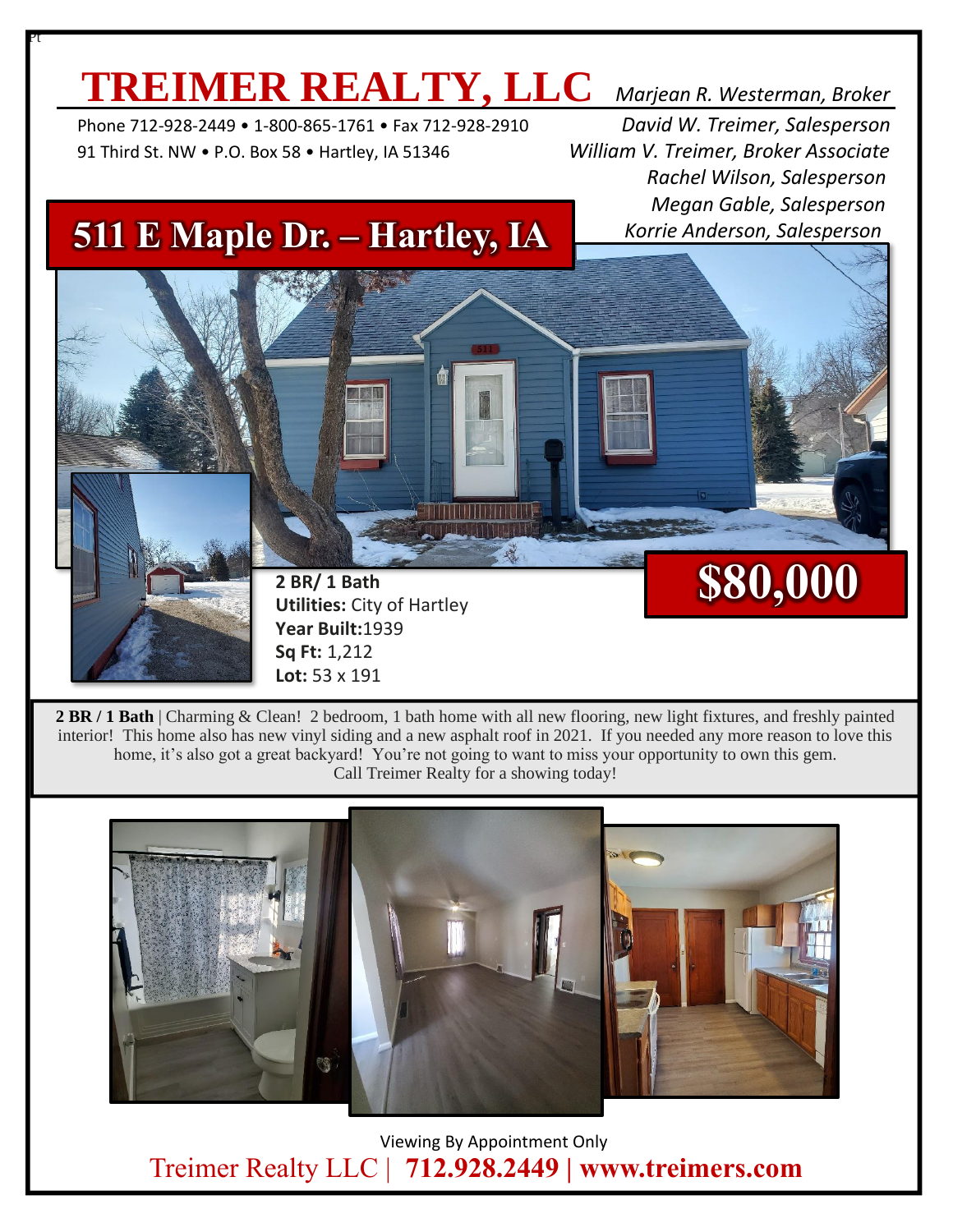# TREIMER REALTY, LLC

Phone 712-928-2449 • 1-800-865-1761 • Fax 712-928-2910
91 Third St. NW • P.O. Box 58 • Hartley, IA 51346

*Marjean R. Westerman, Broker*
*David W. Treimer, Salesperson*
*William V. Treimer, Broker Associate*
*Rachel Wilson, Salesperson*
*Megan Gable, Salesperson*
*Korrie Anderson, Salesperson*

## 511 E Maple Dr. – Hartley, IA

## $80,000

**2 BR/ 1 Bath**
**Utilities:** City of Hartley
**Year Built:** 1939
**Sq Ft:** 1,212
**Lot:** 53 x 191

**2 BR / 1 Bath** | Charming & Clean! 2 bedroom, 1 bath home with all new flooring, new light fixtures, and freshly painted interior! This home also has new vinyl siding and a new asphalt roof in 2021. If you needed any more reason to love this home, it's also got a great backyard! You're not going to want to miss your opportunity to own this gem. Call Treimer Realty for a showing today!

Viewing By Appointment Only

Treimer Realty LLC | **712.928.2449 | www.treimers.com**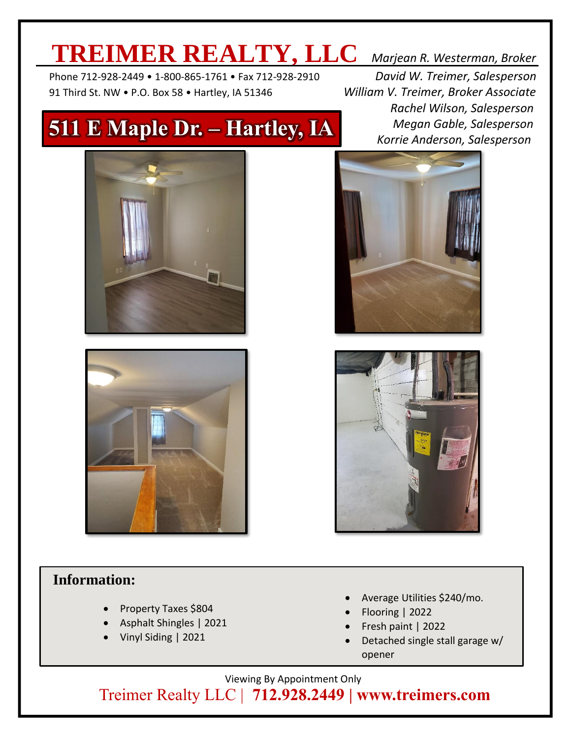# TREIMER REALTY, LLC

Phone 712-928-2449 • 1-800-865-1761 • Fax 712-928-2910
91 Third St. NW • P.O. Box 58 • Hartley, IA 51346

*Marjean R. Westerman, Broker*
*David W. Treimer, Salesperson*
*William V. Treimer, Broker Associate*
*Rachel Wilson, Salesperson*
*Megan Gable, Salesperson*
*Korrie Anderson, Salesperson*

## 511 E Maple Dr. – Hartley, IA

### Information:

- Property Taxes $804
- Asphalt Shingles | 2021
- Vinyl Siding | 2021
- Average Utilities $240/mo.
- Flooring | 2022
- Fresh paint | 2022
- Detached single stall garage w/ opener

Viewing By Appointment Only

Treimer Realty LLC | **712.928.2449 | www.treimers.com**